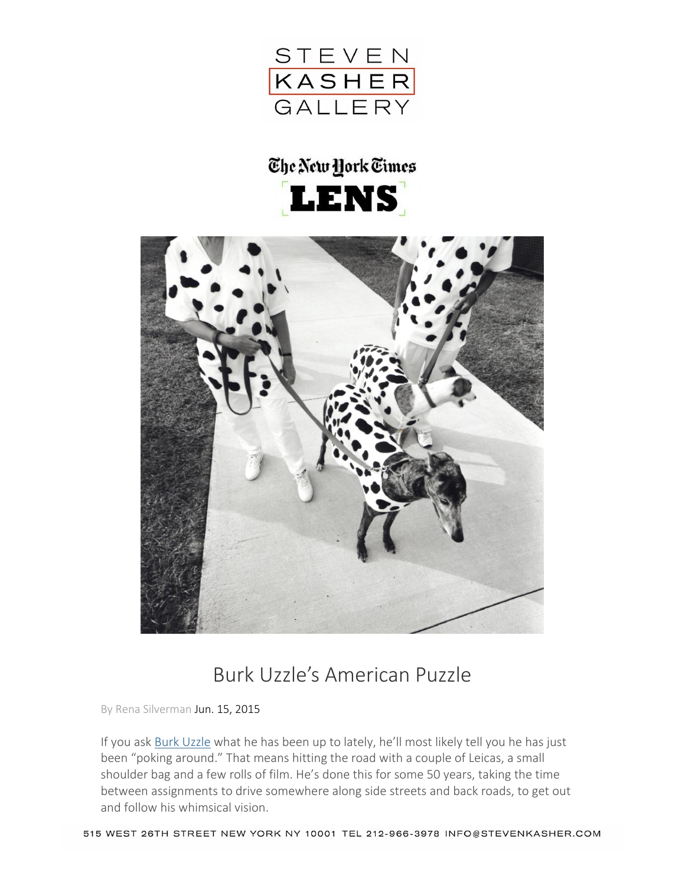STEVEN KASHER GALLERY

The New York Times LENS

# Burk Uzzle's American Puzzle

By Rena Silverman Jun. 15, 2015

If you ask Burk Uzzle what he has been up to lately, he'll most likely tell you he has just been "poking around." That means hitting the road with a couple of Leicas, a small shoulder bag and a few rolls of film. He's done this for some 50 years, taking the time between assignments to drive somewhere along side streets and back roads, to get out and follow his whimsical vision.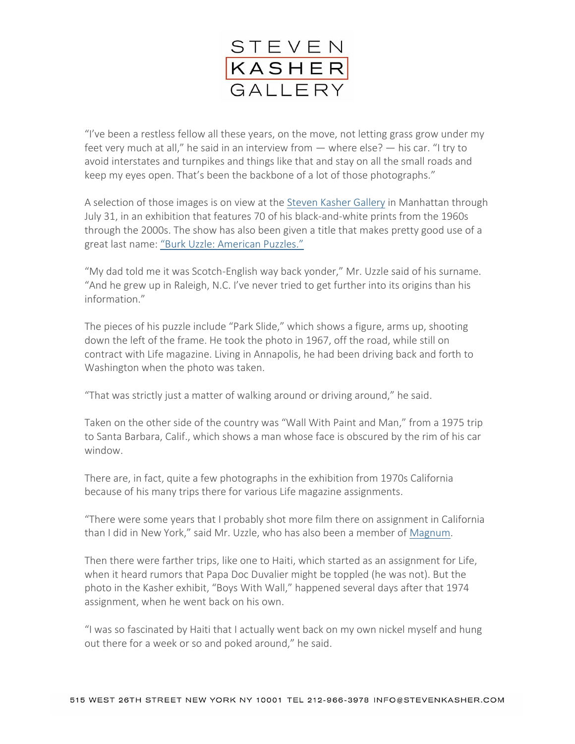"I've been a restless fellow all these years, on the move, not letting grass grow under my feet very much at all," he said in an interview from — where else? — his car. "I try to avoid interstates and turnpikes and things like that and stay on all the small roads and keep my eyes open. That's been the backbone of a lot of those photographs."

A selection of those images is on view at the Steven Kasher Gallery in Manhattan through July 31, in an exhibition that features 70 of his black-and-white prints from the 1960s through the 2000s. The show has also been given a title that makes pretty good use of a great last name: "Burk Uzzle: American Puzzles."

"My dad told me it was Scotch-English way back yonder," Mr. Uzzle said of his surname. "And he grew up in Raleigh, N.C. I've never tried to get further into its origins than his information."

The pieces of his puzzle include "Park Slide," which shows a figure, arms up, shooting down the left of the frame. He took the photo in 1967, off the road, while still on contract with Life magazine. Living in Annapolis, he had been driving back and forth to Washington when the photo was taken.

"That was strictly just a matter of walking around or driving around," he said.

Taken on the other side of the country was "Wall With Paint and Man," from a 1975 trip to Santa Barbara, Calif., which shows a man whose face is obscured by the rim of his car window.

There are, in fact, quite a few photographs in the exhibition from 1970s California because of his many trips there for various Life magazine assignments.

"There were some years that I probably shot more film there on assignment in California than I did in New York," said Mr. Uzzle, who has also been a member of Magnum.

Then there were farther trips, like one to Haiti, which started as an assignment for Life, when it heard rumors that Papa Doc Duvalier might be toppled (he was not). But the photo in the Kasher exhibit, "Boys With Wall," happened several days after that 1974 assignment, when he went back on his own.

"I was so fascinated by Haiti that I actually went back on my own nickel myself and hung out there for a week or so and poked around," he said.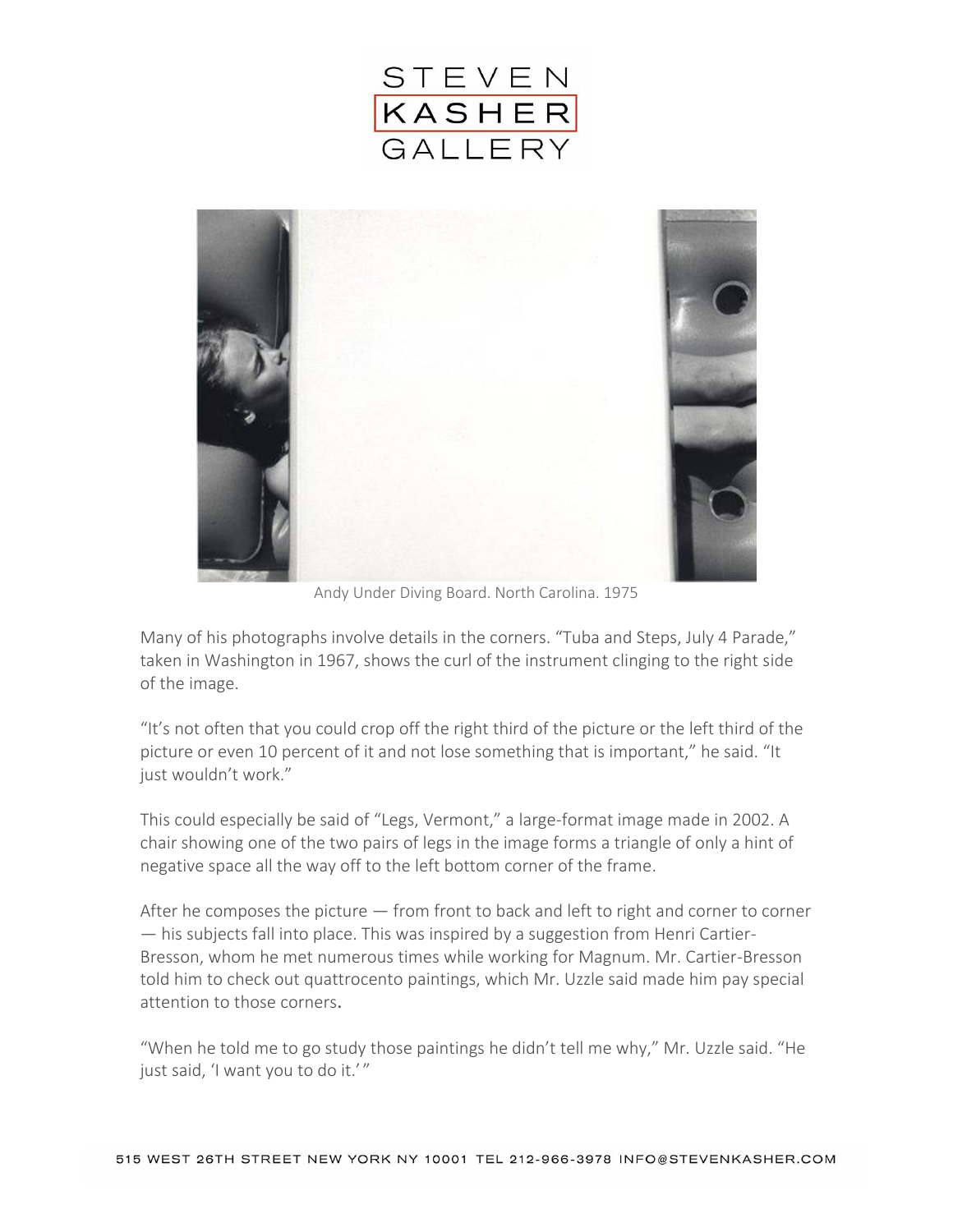Andy Under Diving Board. North Carolina. 1975

Many of his photographs involve details in the corners. "Tuba and Steps, July 4 Parade," taken in Washington in 1967, shows the curl of the instrument clinging to the right side of the image.

"It's not often that you could crop off the right third of the picture or the left third of the picture or even 10 percent of it and not lose something that is important," he said. "It just wouldn't work."

This could especially be said of "Legs, Vermont," a large-format image made in 2002. A chair showing one of the two pairs of legs in the image forms a triangle of only a hint of negative space all the way off to the left bottom corner of the frame.

After he composes the picture — from front to back and left to right and corner to corner — his subjects fall into place. This was inspired by a suggestion from Henri Cartier-Bresson, whom he met numerous times while working for Magnum. Mr. Cartier-Bresson told him to check out quattrocento paintings, which Mr. Uzzle said made him pay special attention to those corners.

"When he told me to go study those paintings he didn't tell me why," Mr. Uzzle said. "He just said, 'I want you to do it.' "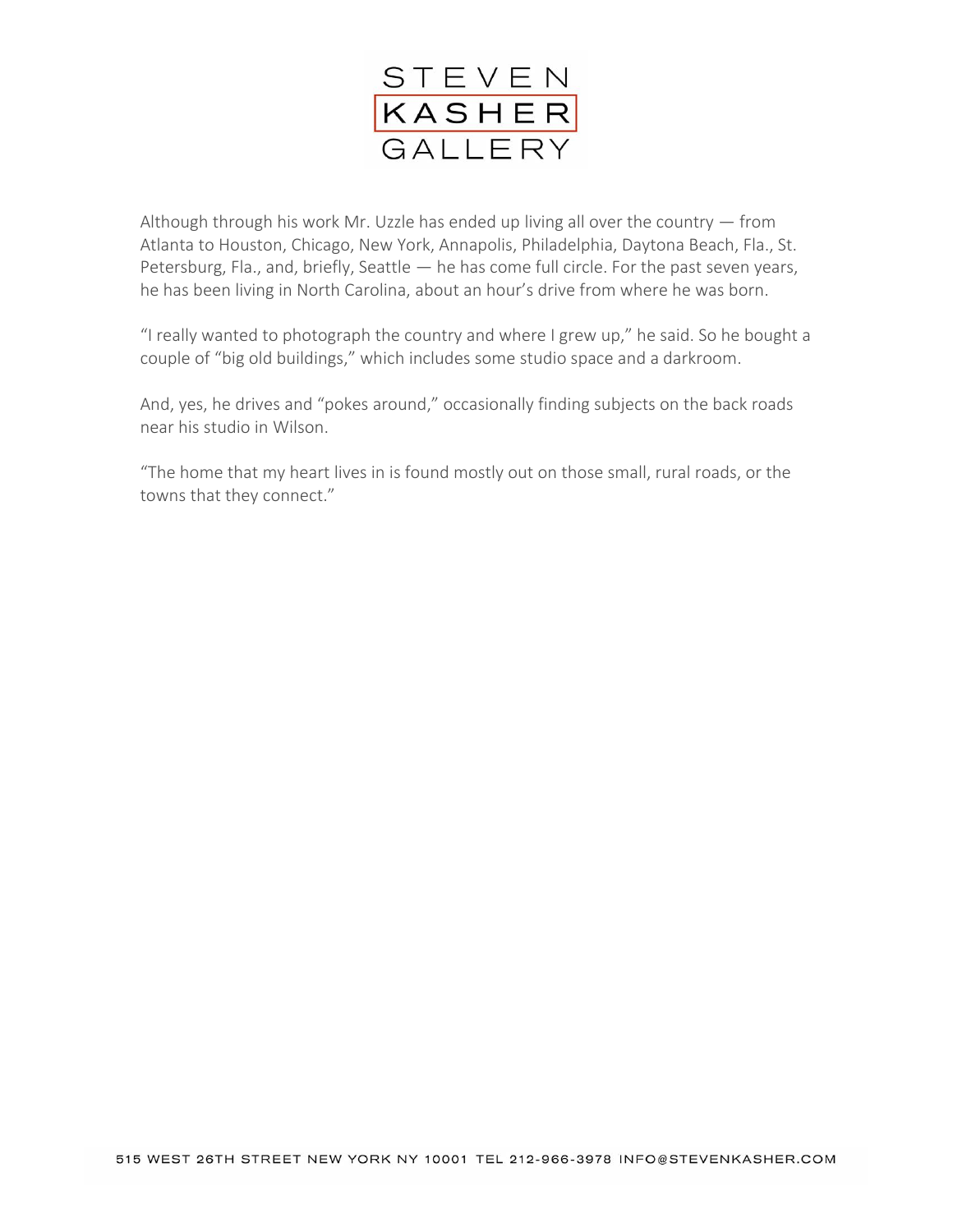Although through his work Mr. Uzzle has ended up living all over the country — from Atlanta to Houston, Chicago, New York, Annapolis, Philadelphia, Daytona Beach, Fla., St. Petersburg, Fla., and, briefly, Seattle — he has come full circle. For the past seven years, he has been living in North Carolina, about an hour's drive from where he was born.

"I really wanted to photograph the country and where I grew up," he said. So he bought a couple of "big old buildings," which includes some studio space and a darkroom.

And, yes, he drives and "pokes around," occasionally finding subjects on the back roads near his studio in Wilson.

"The home that my heart lives in is found mostly out on those small, rural roads, or the towns that they connect."